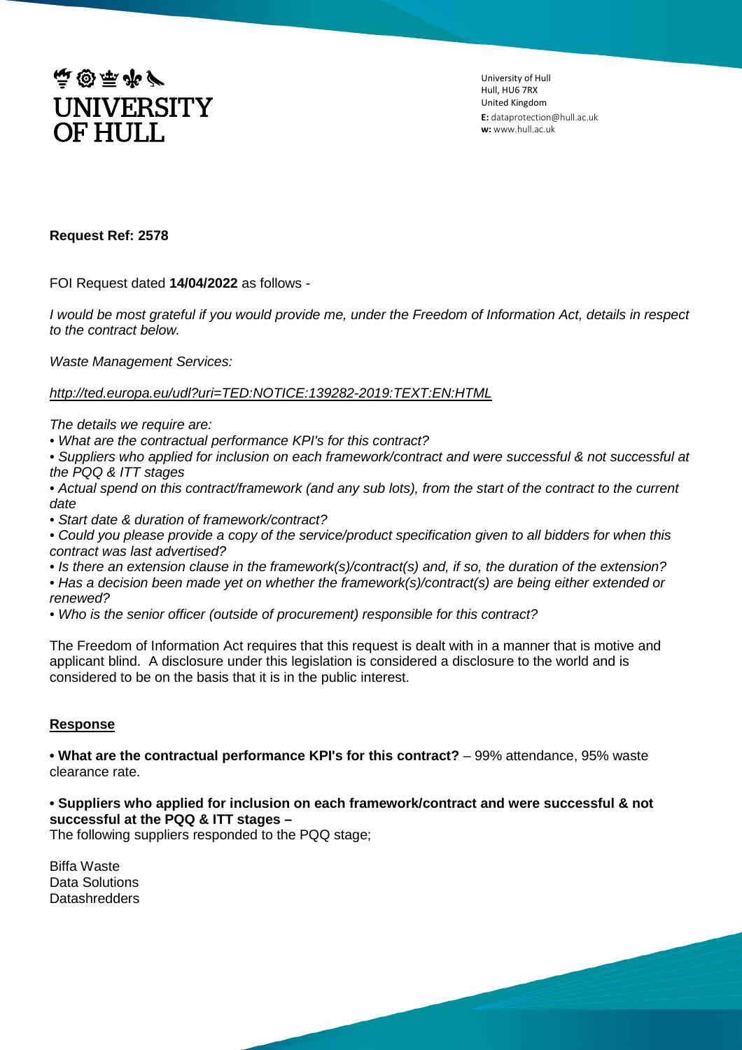# UNIVERSITY OF HULL

University of Hull
Hull, HU6 7RX
United Kingdom
**E:** dataprotection@hull.ac.uk
**w:** www.hull.ac.uk

**Request Ref: 2578**

FOI Request dated **14/04/2022** as follows -

*I would be most grateful if you would provide me, under the Freedom of Information Act, details in respect to the contract below.*

*Waste Management Services:*

*http://ted.europa.eu/udl?uri=TED:NOTICE:139282-2019:TEXT:EN:HTML*

*The details we require are:*

- *What are the contractual performance KPI's for this contract?*
- *Suppliers who applied for inclusion on each framework/contract and were successful & not successful at the PQQ & ITT stages*
- *Actual spend on this contract/framework (and any sub lots), from the start of the contract to the current date*
- *Start date & duration of framework/contract?*
- *Could you please provide a copy of the service/product specification given to all bidders for when this contract was last advertised?*
- *Is there an extension clause in the framework(s)/contract(s) and, if so, the duration of the extension?*
- *Has a decision been made yet on whether the framework(s)/contract(s) are being either extended or renewed?*
- *Who is the senior officer (outside of procurement) responsible for this contract?*

The Freedom of Information Act requires that this request is dealt with in a manner that is motive and applicant blind. A disclosure under this legislation is considered a disclosure to the world and is considered to be on the basis that it is in the public interest.

**Response**

**• What are the contractual performance KPI's for this contract?** – 99% attendance, 95% waste clearance rate.

**• Suppliers who applied for inclusion on each framework/contract and were successful & not successful at the PQQ & ITT stages –**
The following suppliers responded to the PQQ stage;

Biffa Waste
Data Solutions
Datashredders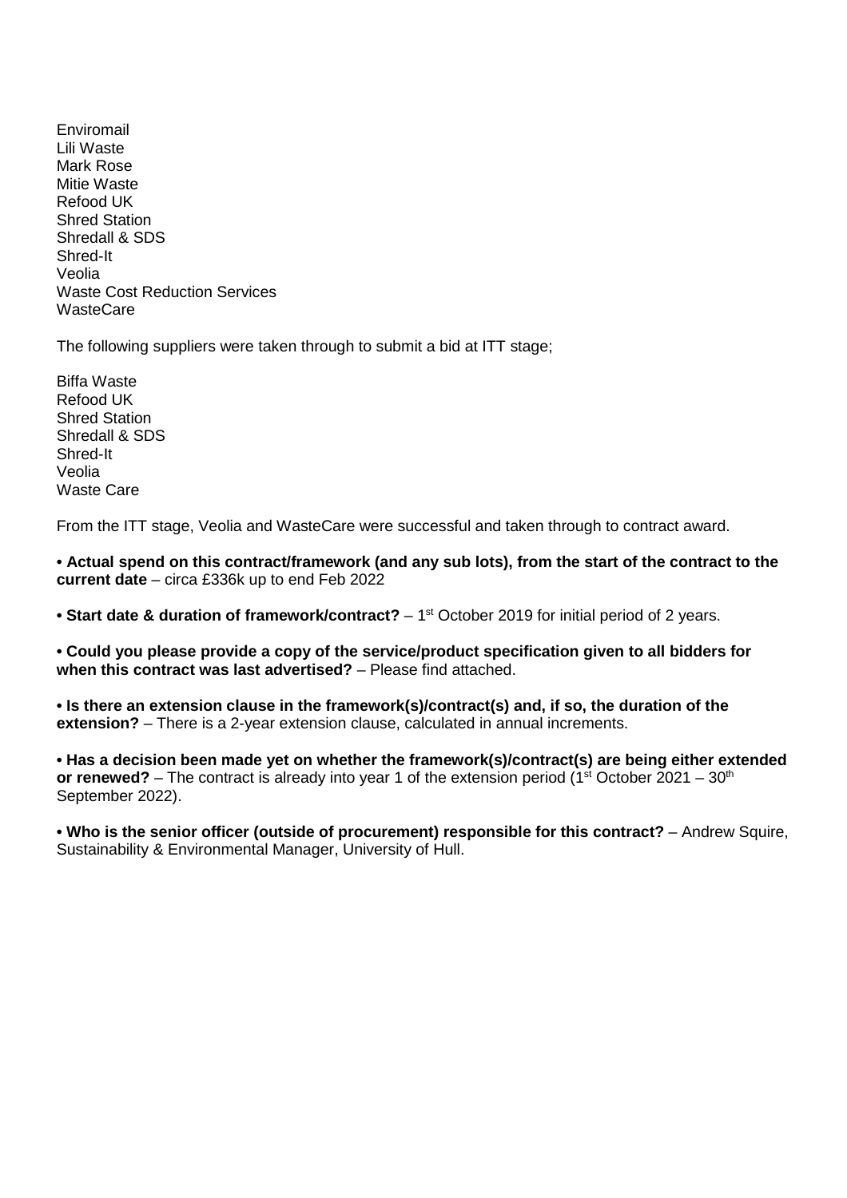Enviromail
Lili Waste
Mark Rose
Mitie Waste
Refood UK
Shred Station
Shredall & SDS
Shred-It
Veolia
Waste Cost Reduction Services
WasteCare

The following suppliers were taken through to submit a bid at ITT stage;

Biffa Waste
Refood UK
Shred Station
Shredall & SDS
Shred-It
Veolia
Waste Care

From the ITT stage, Veolia and WasteCare were successful and taken through to contract award.

**• Actual spend on this contract/framework (and any sub lots), from the start of the contract to the current date** – circa £336k up to end Feb 2022

**• Start date & duration of framework/contract?** – 1st October 2019 for initial period of 2 years.

**• Could you please provide a copy of the service/product specification given to all bidders for when this contract was last advertised?** – Please find attached.

**• Is there an extension clause in the framework(s)/contract(s) and, if so, the duration of the extension?** – There is a 2-year extension clause, calculated in annual increments.

**• Has a decision been made yet on whether the framework(s)/contract(s) are being either extended or renewed?** – The contract is already into year 1 of the extension period (1st October 2021 – 30th September 2022).

**• Who is the senior officer (outside of procurement) responsible for this contract?** – Andrew Squire, Sustainability & Environmental Manager, University of Hull.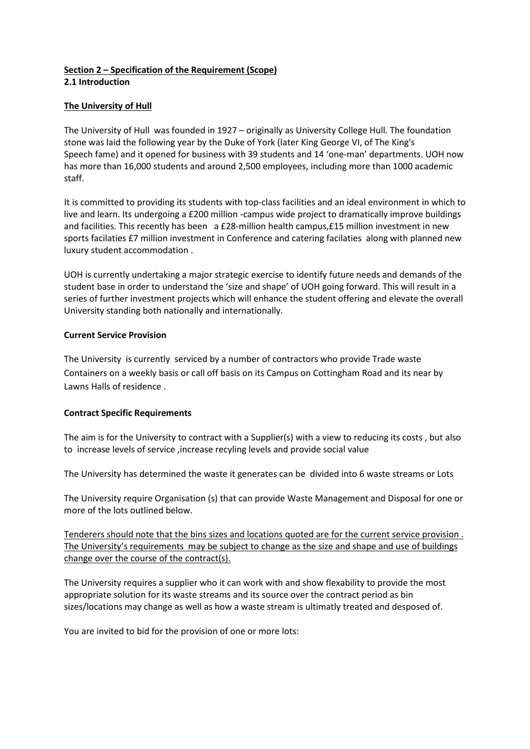**Section 2 – Specification of the Requirement (Scope)**

**2.1 Introduction**

**The University of Hull**

The University of Hull was founded in 1927 – originally as University College Hull. The foundation stone was laid the following year by the Duke of York (later King George VI, of The King's Speech fame) and it opened for business with 39 students and 14 'one-man' departments. UOH now has more than 16,000 students and around 2,500 employees, including more than 1000 academic staff.

It is committed to providing its students with top-class facilities and an ideal environment in which to live and learn. Its undergoing a £200 million -campus wide project to dramatically improve buildings and facilities. This recently has been a £28-million health campus,£15 million investment in new sports facilaties £7 million investment in Conference and catering facilaties along with planned new luxury student accommodation .

UOH is currently undertaking a major strategic exercise to identify future needs and demands of the student base in order to understand the 'size and shape' of UOH going forward. This will result in a series of further investment projects which will enhance the student offering and elevate the overall University standing both nationally and internationally.

**Current Service Provision**

The University is currently serviced by a number of contractors who provide Trade waste Containers on a weekly basis or call off basis on its Campus on Cottingham Road and its near by Lawns Halls of residence .

**Contract Specific Requirements**

The aim is for the University to contract with a Supplier(s) with a view to reducing its costs , but also to increase levels of service ,increase recyling levels and provide social value

The University has determined the waste it generates can be divided into 6 waste streams or Lots

The University require Organisation (s) that can provide Waste Management and Disposal for one or more of the lots outlined below.

Tenderers should note that the bins sizes and locations quoted are for the current service provision . The University's requirements may be subject to change as the size and shape and use of buildings change over the course of the contract(s).

The University requires a supplier who it can work with and show flexability to provide the most appropriate solution for its waste streams and its source over the contract period as bin sizes/locations may change as well as how a waste stream is ultimatly treated and desposed of.

You are invited to bid for the provision of one or more lots: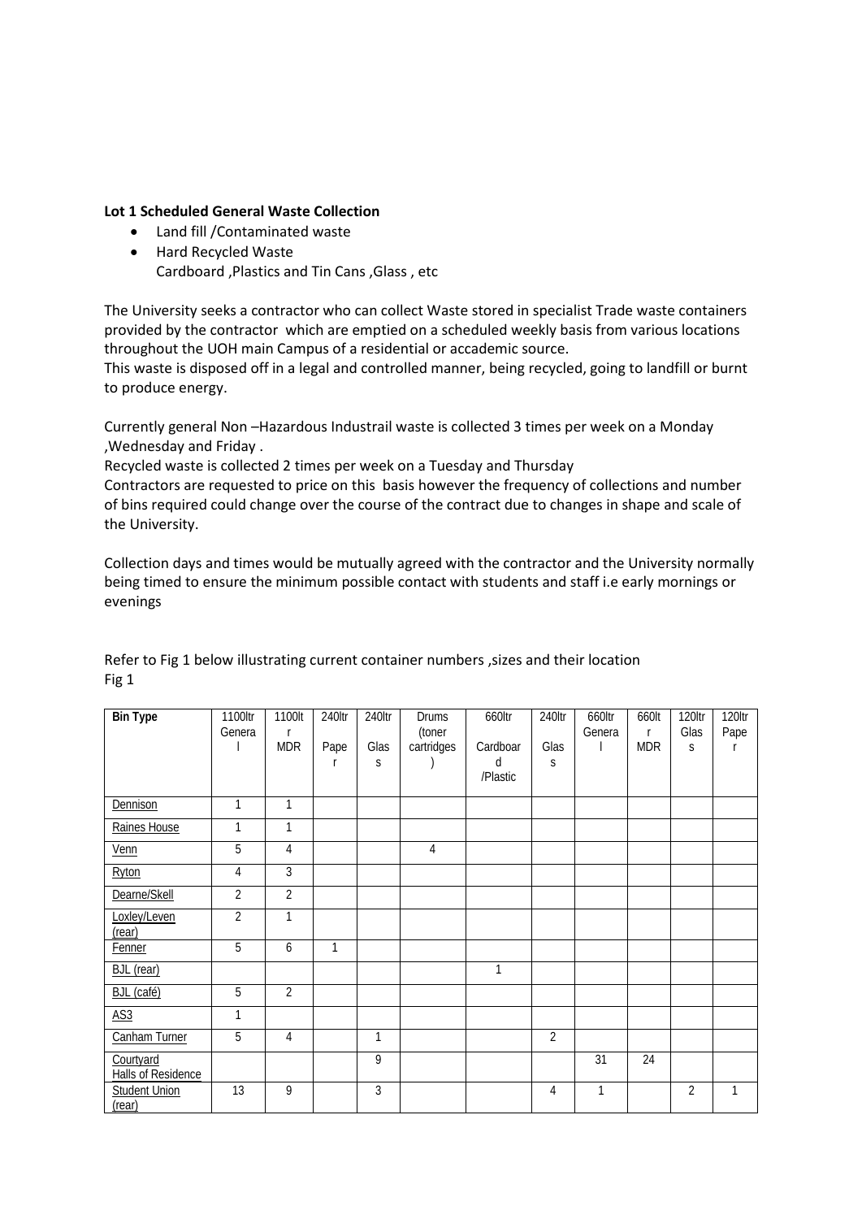**Lot 1 Scheduled General Waste Collection**

- Land fill /Contaminated waste
- Hard Recycled Waste
  Cardboard ,Plastics and Tin Cans ,Glass , etc

The University seeks a contractor who can collect Waste stored in specialist Trade waste containers provided by the contractor which are emptied on a scheduled weekly basis from various locations throughout the UOH main Campus of a residential or accademic source.
This waste is disposed off in a legal and controlled manner, being recycled, going to landfill or burnt to produce energy.

Currently general Non –Hazardous Industrail waste is collected 3 times per week on a Monday ,Wednesday and Friday .
Recycled waste is collected 2 times per week on a Tuesday and Thursday
Contractors are requested to price on this basis however the frequency of collections and number of bins required could change over the course of the contract due to changes in shape and scale of the University.

Collection days and times would be mutually agreed with the contractor and the University normally being timed to ensure the minimum possible contact with students and staff i.e early mornings or evenings

Refer to Fig 1 below illustrating current container numbers ,sizes and their location
Fig 1

| Bin Type | 1100ltr General | 1100ltr MDR | 240ltr Paper | 240ltr Glass | Drums (toner cartridges) | 660ltr Cardboard /Plastic | 240ltr Glass | 660ltr General | 660ltr MDR | 120ltr Glass | 120ltr Paper |
|---|---|---|---|---|---|---|---|---|---|---|---|
| Dennison | 1 | 1 | | | | | | | | | |
| Raines House | 1 | 1 | | | | | | | | | |
| Venn | 5 | 4 | | | 4 | | | | | | |
| Ryton | 4 | 3 | | | | | | | | | |
| Dearne/Skell | 2 | 2 | | | | | | | | | |
| Loxley/Leven (rear) | 2 | 1 | | | | | | | | | |
| Fenner | 5 | 6 | 1 | | | | | | | | |
| BJL (rear) | | | | | | 1 | | | | | |
| BJL (café) | 5 | 2 | | | | | | | | | |
| AS3 | 1 | | | | | | | | | | |
| Canham Turner | 5 | 4 | | 1 | | | 2 | | | | |
| Courtyard Halls of Residence | | | | 9 | | | | 31 | 24 | | |
| Student Union (rear) | 13 | 9 | | 3 | | | 4 | 1 | | 2 | 1 |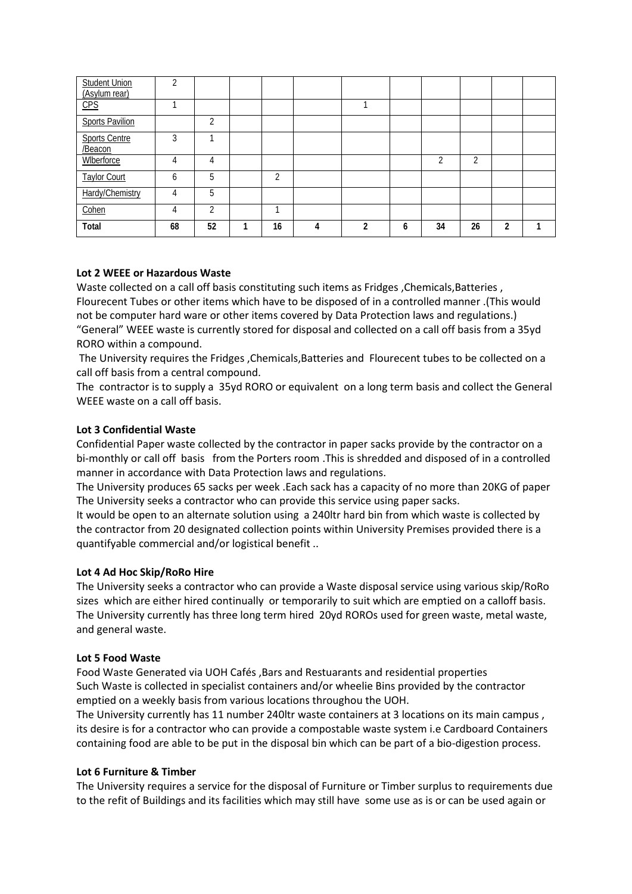| | | | | | | | | | | | |
|---|---|---|---|---|---|---|---|---|---|---|---|
| Student Union (Asylum rear) | 2 | | | | | | | | | | |
| CPS | 1 | | | | | 1 | | | | | |
| Sports Pavilion | | 2 | | | | | | | | | |
| Sports Centre /Beacon | 3 | 1 | | | | | | | | | |
| Wlberforce | 4 | 4 | | | | | | 2 | 2 | | |
| Taylor Court | 6 | 5 | | 2 | | | | | | | |
| Hardy/Chemistry | 4 | 5 | | | | | | | | | |
| Cohen | 4 | 2 | | 1 | | | | | | | |
| **Total** | **68** | **52** | **1** | **16** | **4** | **2** | **6** | **34** | **26** | **2** | **1** |

**Lot 2 WEEE or Hazardous Waste**

Waste collected on a call off basis constituting such items as Fridges ,Chemicals,Batteries , Flourecent Tubes or other items which have to be disposed of in a controlled manner .(This would not be computer hard ware or other items covered by Data Protection laws and regulations.)

"General" WEEE waste is currently stored for disposal and collected on a call off basis from a 35yd RORO within a compound.

The University requires the Fridges ,Chemicals,Batteries and Flourecent tubes to be collected on a call off basis from a central compound.

The contractor is to supply a 35yd RORO or equivalent on a long term basis and collect the General WEEE waste on a call off basis.

**Lot 3 Confidential Waste**

Confidential Paper waste collected by the contractor in paper sacks provide by the contractor on a bi-monthly or call off basis from the Porters room .This is shredded and disposed of in a controlled manner in accordance with Data Protection laws and regulations.

The University produces 65 sacks per week .Each sack has a capacity of no more than 20KG of paper The University seeks a contractor who can provide this service using paper sacks.

It would be open to an alternate solution using a 240ltr hard bin from which waste is collected by the contractor from 20 designated collection points within University Premises provided there is a quantifyable commercial and/or logistical benefit ..

**Lot 4 Ad Hoc Skip/RoRo Hire**

The University seeks a contractor who can provide a Waste disposal service using various skip/RoRo sizes which are either hired continually or temporarily to suit which are emptied on a calloff basis. The University currently has three long term hired 20yd ROROs used for green waste, metal waste, and general waste.

**Lot 5 Food Waste**

Food Waste Generated via UOH Cafés ,Bars and Restuarants and residential properties
Such Waste is collected in specialist containers and/or wheelie Bins provided by the contractor emptied on a weekly basis from various locations throughou the UOH.

The University currently has 11 number 240ltr waste containers at 3 locations on its main campus , its desire is for a contractor who can provide a compostable waste system i.e Cardboard Containers containing food are able to be put in the disposal bin which can be part of a bio-digestion process.

**Lot 6 Furniture & Timber**

The University requires a service for the disposal of Furniture or Timber surplus to requirements due to the refit of Buildings and its facilities which may still have some use as is or can be used again or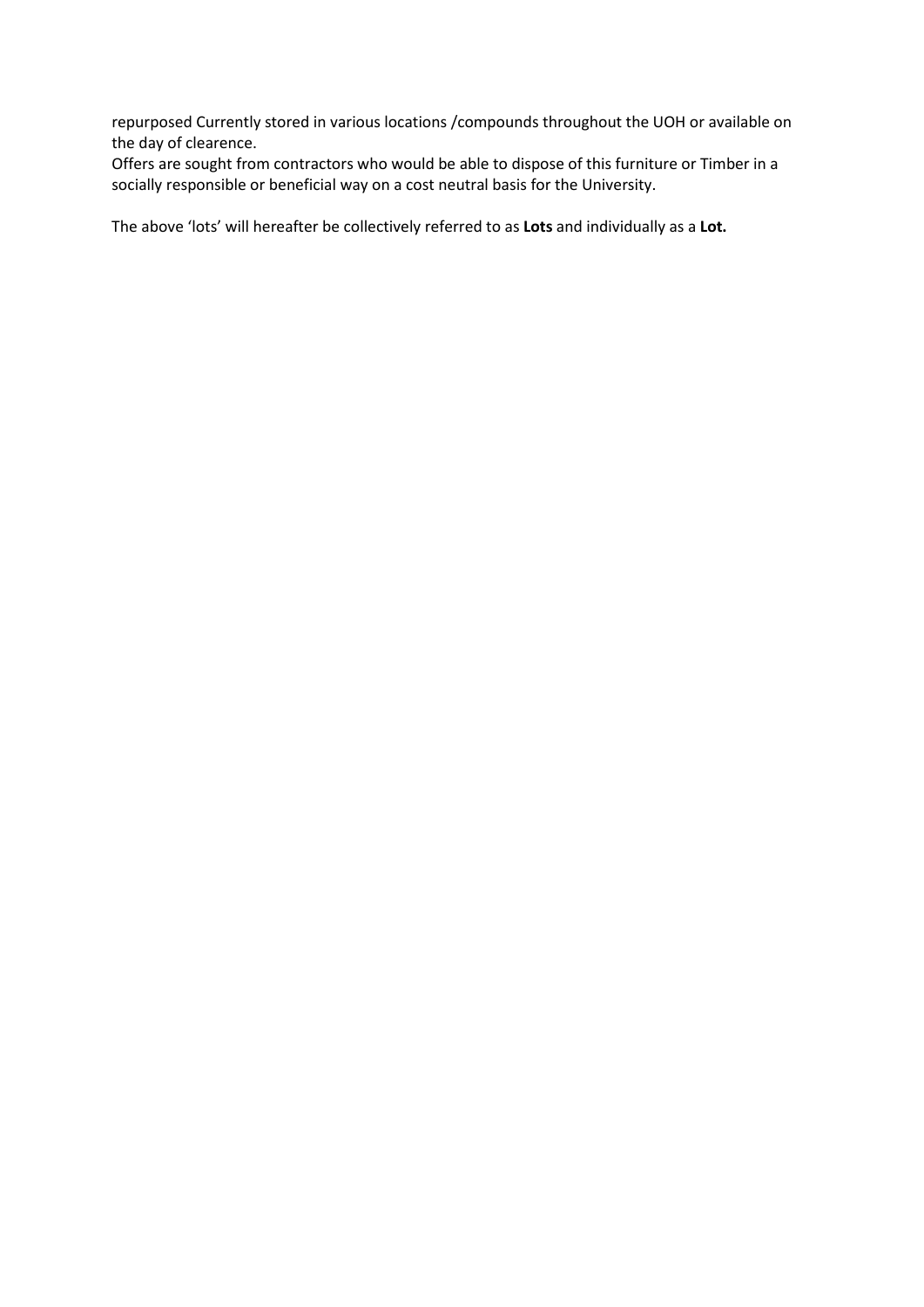repurposed Currently stored in various locations /compounds throughout the UOH or available on the day of clearence.
Offers are sought from contractors who would be able to dispose of this furniture or Timber in a socially responsible or beneficial way on a cost neutral basis for the University.

The above 'lots' will hereafter be collectively referred to as **Lots** and individually as a **Lot.**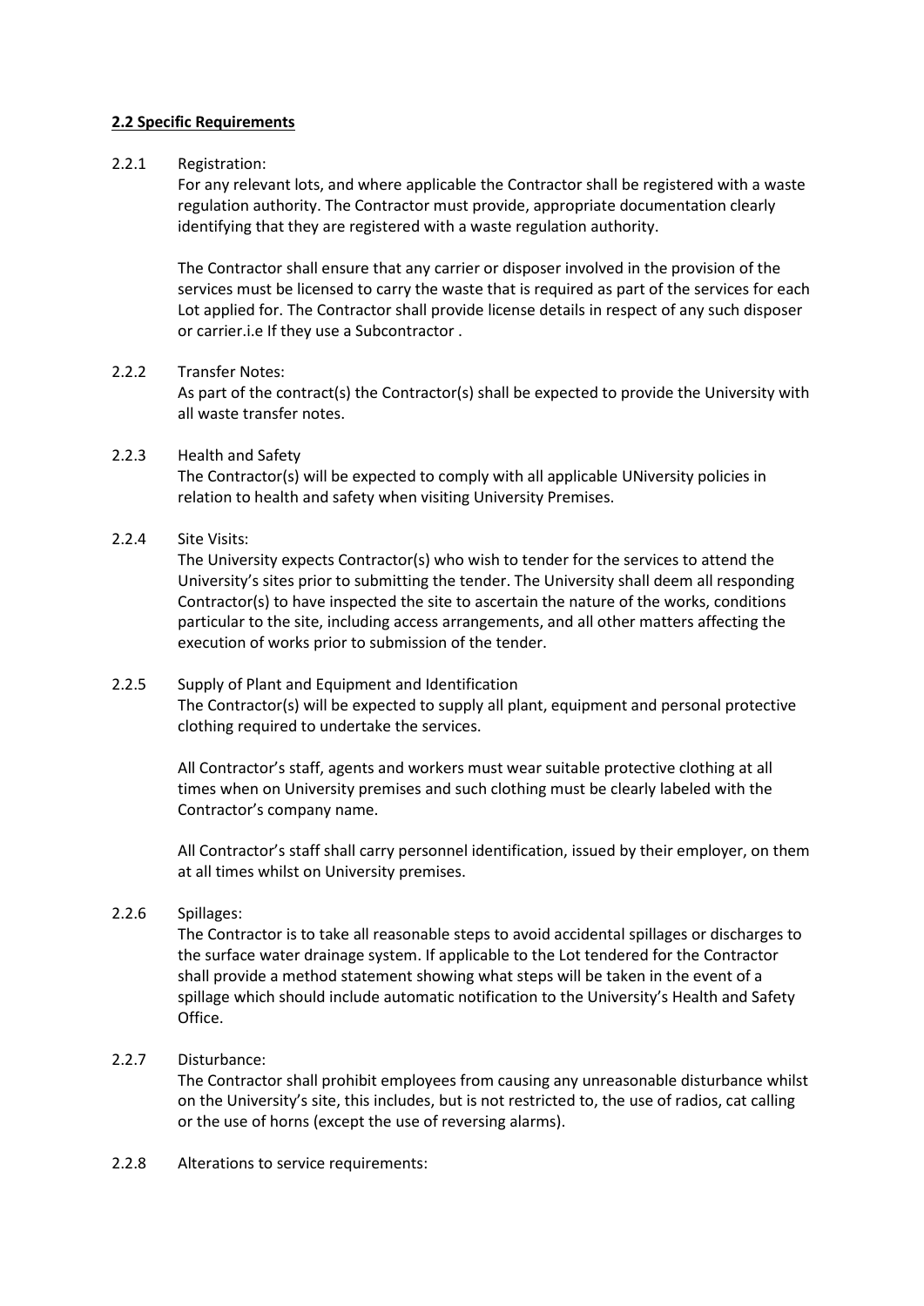**2.2 Specific Requirements**

2.2.1 Registration:

For any relevant lots, and where applicable the Contractor shall be registered with a waste regulation authority. The Contractor must provide, appropriate documentation clearly identifying that they are registered with a waste regulation authority.

The Contractor shall ensure that any carrier or disposer involved in the provision of the services must be licensed to carry the waste that is required as part of the services for each Lot applied for. The Contractor shall provide license details in respect of any such disposer or carrier.i.e If they use a Subcontractor .

2.2.2 Transfer Notes:

As part of the contract(s) the Contractor(s) shall be expected to provide the University with all waste transfer notes.

2.2.3 Health and Safety

The Contractor(s) will be expected to comply with all applicable UNiversity policies in relation to health and safety when visiting University Premises.

2.2.4 Site Visits:

The University expects Contractor(s) who wish to tender for the services to attend the University's sites prior to submitting the tender. The University shall deem all responding Contractor(s) to have inspected the site to ascertain the nature of the works, conditions particular to the site, including access arrangements, and all other matters affecting the execution of works prior to submission of the tender.

2.2.5 Supply of Plant and Equipment and Identification

The Contractor(s) will be expected to supply all plant, equipment and personal protective clothing required to undertake the services.

All Contractor's staff, agents and workers must wear suitable protective clothing at all times when on University premises and such clothing must be clearly labeled with the Contractor's company name.

All Contractor's staff shall carry personnel identification, issued by their employer, on them at all times whilst on University premises.

2.2.6 Spillages:

The Contractor is to take all reasonable steps to avoid accidental spillages or discharges to the surface water drainage system. If applicable to the Lot tendered for the Contractor shall provide a method statement showing what steps will be taken in the event of a spillage which should include automatic notification to the University's Health and Safety Office.

2.2.7 Disturbance:

The Contractor shall prohibit employees from causing any unreasonable disturbance whilst on the University's site, this includes, but is not restricted to, the use of radios, cat calling or the use of horns (except the use of reversing alarms).

2.2.8 Alterations to service requirements: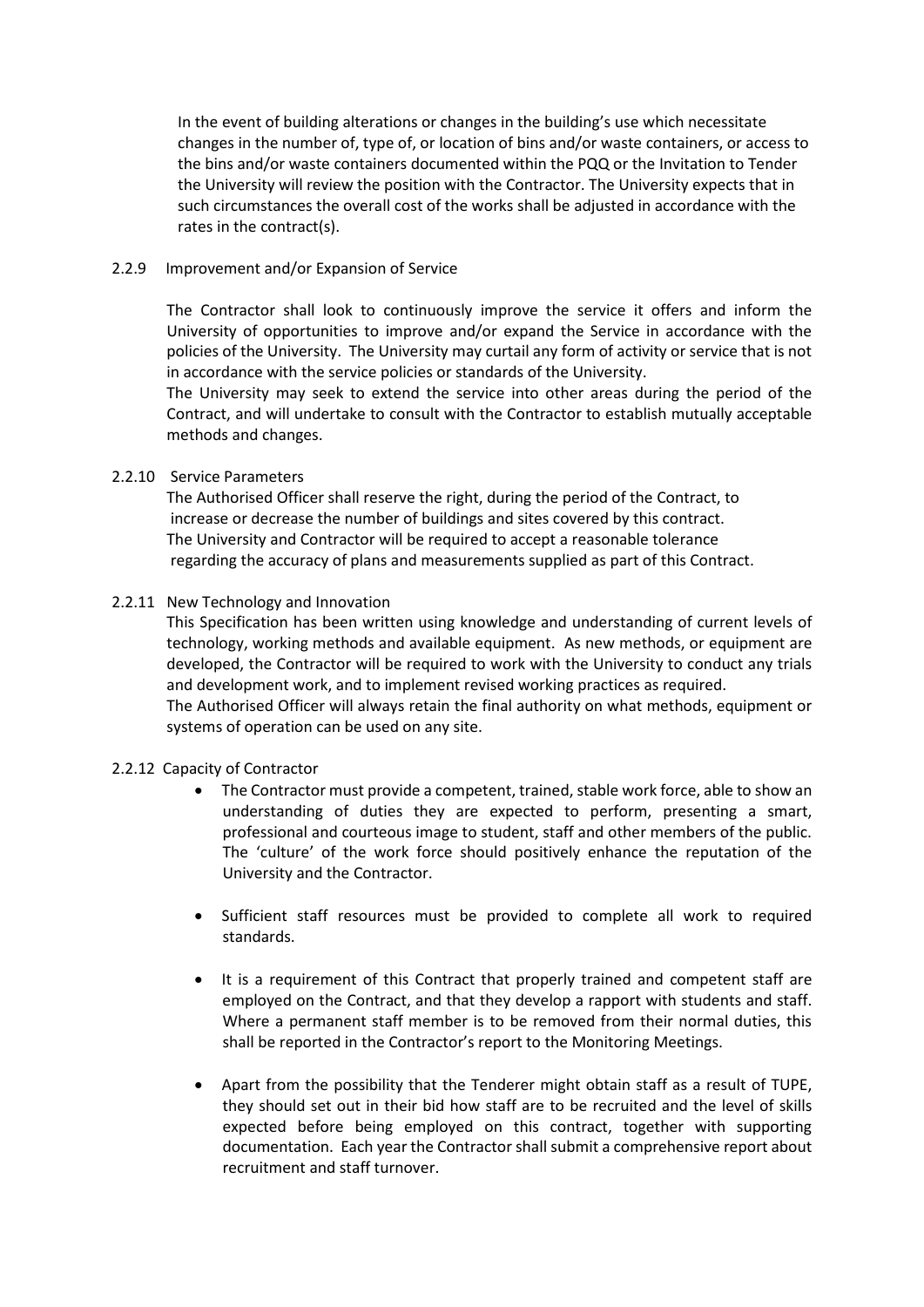In the event of building alterations or changes in the building's use which necessitate changes in the number of, type of, or location of bins and/or waste containers, or access to the bins and/or waste containers documented within the PQQ or the Invitation to Tender the University will review the position with the Contractor. The University expects that in such circumstances the overall cost of the works shall be adjusted in accordance with the rates in the contract(s).

2.2.9 Improvement and/or Expansion of Service

The Contractor shall look to continuously improve the service it offers and inform the University of opportunities to improve and/or expand the Service in accordance with the policies of the University. The University may curtail any form of activity or service that is not in accordance with the service policies or standards of the University.
The University may seek to extend the service into other areas during the period of the Contract, and will undertake to consult with the Contractor to establish mutually acceptable methods and changes.

2.2.10 Service Parameters

The Authorised Officer shall reserve the right, during the period of the Contract, to increase or decrease the number of buildings and sites covered by this contract.
The University and Contractor will be required to accept a reasonable tolerance regarding the accuracy of plans and measurements supplied as part of this Contract.

2.2.11 New Technology and Innovation

This Specification has been written using knowledge and understanding of current levels of technology, working methods and available equipment. As new methods, or equipment are developed, the Contractor will be required to work with the University to conduct any trials and development work, and to implement revised working practices as required.
The Authorised Officer will always retain the final authority on what methods, equipment or systems of operation can be used on any site.

2.2.12 Capacity of Contractor

- The Contractor must provide a competent, trained, stable work force, able to show an understanding of duties they are expected to perform, presenting a smart, professional and courteous image to student, staff and other members of the public. The 'culture' of the work force should positively enhance the reputation of the University and the Contractor.

- Sufficient staff resources must be provided to complete all work to required standards.

- It is a requirement of this Contract that properly trained and competent staff are employed on the Contract, and that they develop a rapport with students and staff. Where a permanent staff member is to be removed from their normal duties, this shall be reported in the Contractor's report to the Monitoring Meetings.

- Apart from the possibility that the Tenderer might obtain staff as a result of TUPE, they should set out in their bid how staff are to be recruited and the level of skills expected before being employed on this contract, together with supporting documentation. Each year the Contractor shall submit a comprehensive report about recruitment and staff turnover.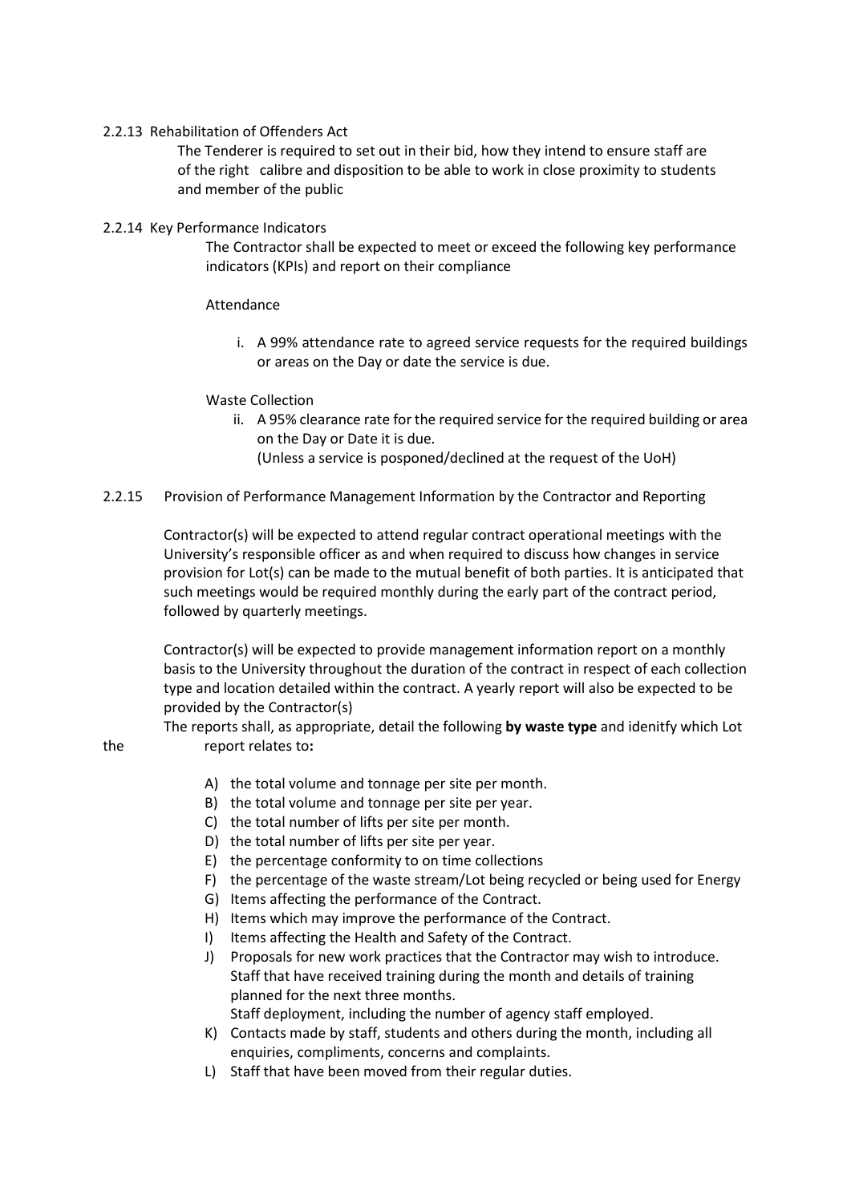2.2.13 Rehabilitation of Offenders Act

The Tenderer is required to set out in their bid, how they intend to ensure staff are of the right calibre and disposition to be able to work in close proximity to students and member of the public

2.2.14 Key Performance Indicators

The Contractor shall be expected to meet or exceed the following key performance indicators (KPIs) and report on their compliance

Attendance

i. A 99% attendance rate to agreed service requests for the required buildings or areas on the Day or date the service is due.

Waste Collection

ii. A 95% clearance rate for the required service for the required building or area on the Day or Date it is due.
(Unless a service is posponed/declined at the request of the UoH)

2.2.15 Provision of Performance Management Information by the Contractor and Reporting

Contractor(s) will be expected to attend regular contract operational meetings with the University's responsible officer as and when required to discuss how changes in service provision for Lot(s) can be made to the mutual benefit of both parties. It is anticipated that such meetings would be required monthly during the early part of the contract period, followed by quarterly meetings.

Contractor(s) will be expected to provide management information report on a monthly basis to the University throughout the duration of the contract in respect of each collection type and location detailed within the contract. A yearly report will also be expected to be provided by the Contractor(s)

The reports shall, as appropriate, detail the following **by waste type** and idenitfy which Lot the report relates to**:**

A) the total volume and tonnage per site per month.
B) the total volume and tonnage per site per year.
C) the total number of lifts per site per month.
D) the total number of lifts per site per year.
E) the percentage conformity to on time collections
F) the percentage of the waste stream/Lot being recycled or being used for Energy
G) Items affecting the performance of the Contract.
H) Items which may improve the performance of the Contract.
I) Items affecting the Health and Safety of the Contract.
J) Proposals for new work practices that the Contractor may wish to introduce. Staff that have received training during the month and details of training planned for the next three months.
Staff deployment, including the number of agency staff employed.
K) Contacts made by staff, students and others during the month, including all enquiries, compliments, concerns and complaints.
L) Staff that have been moved from their regular duties.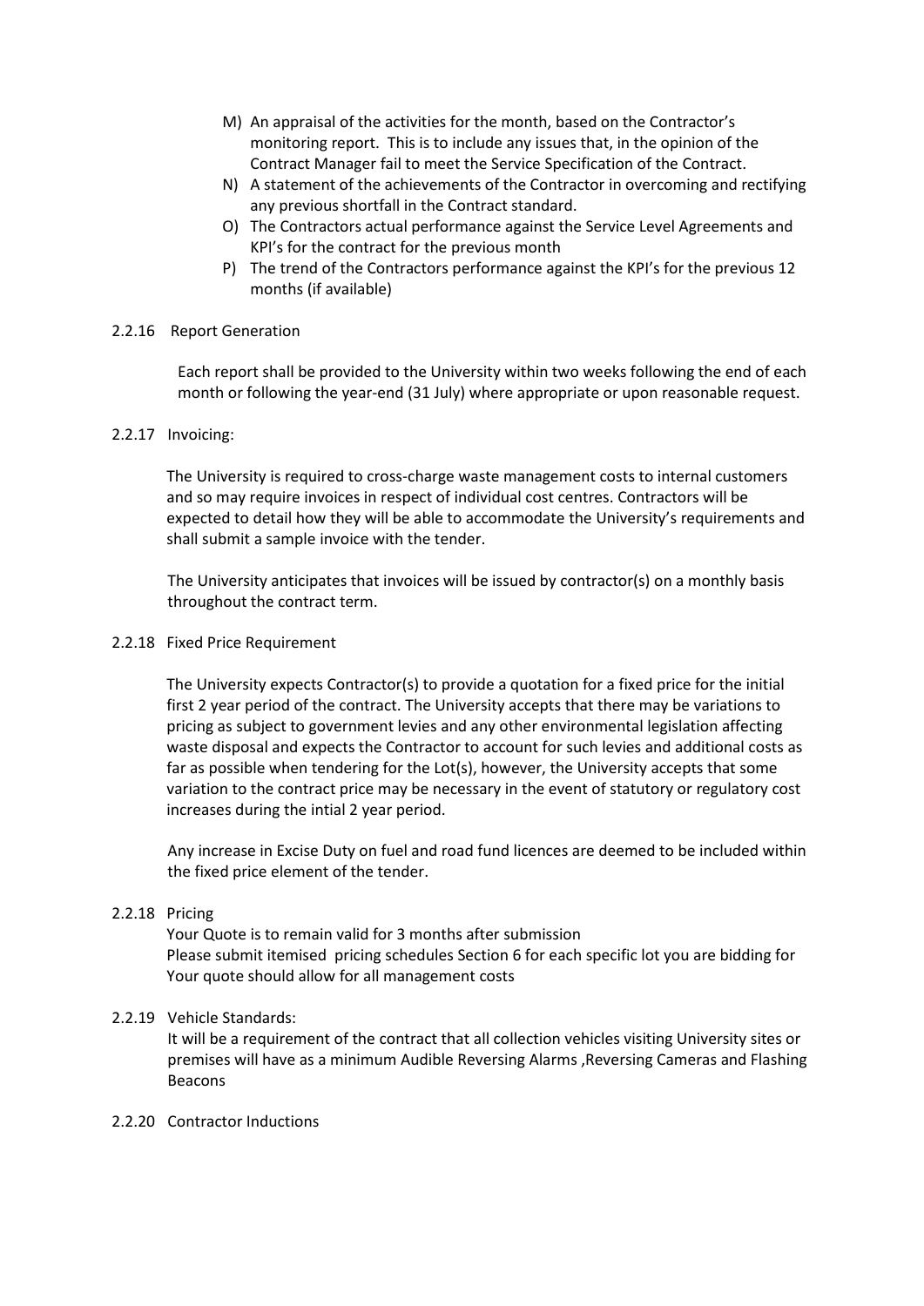M) An appraisal of the activities for the month, based on the Contractor's monitoring report. This is to include any issues that, in the opinion of the Contract Manager fail to meet the Service Specification of the Contract.

N) A statement of the achievements of the Contractor in overcoming and rectifying any previous shortfall in the Contract standard.

O) The Contractors actual performance against the Service Level Agreements and KPI's for the contract for the previous month

P) The trend of the Contractors performance against the KPI's for the previous 12 months (if available)

2.2.16 Report Generation

Each report shall be provided to the University within two weeks following the end of each month or following the year-end (31 July) where appropriate or upon reasonable request.

2.2.17 Invoicing:

The University is required to cross-charge waste management costs to internal customers and so may require invoices in respect of individual cost centres. Contractors will be expected to detail how they will be able to accommodate the University's requirements and shall submit a sample invoice with the tender.

The University anticipates that invoices will be issued by contractor(s) on a monthly basis throughout the contract term.

2.2.18 Fixed Price Requirement

The University expects Contractor(s) to provide a quotation for a fixed price for the initial first 2 year period of the contract. The University accepts that there may be variations to pricing as subject to government levies and any other environmental legislation affecting waste disposal and expects the Contractor to account for such levies and additional costs as far as possible when tendering for the Lot(s), however, the University accepts that some variation to the contract price may be necessary in the event of statutory or regulatory cost increases during the intial 2 year period.

Any increase in Excise Duty on fuel and road fund licences are deemed to be included within the fixed price element of the tender.

2.2.18 Pricing

Your Quote is to remain valid for 3 months after submission
Please submit itemised pricing schedules Section 6 for each specific lot you are bidding for
Your quote should allow for all management costs

2.2.19 Vehicle Standards:

It will be a requirement of the contract that all collection vehicles visiting University sites or premises will have as a minimum Audible Reversing Alarms ,Reversing Cameras and Flashing Beacons

2.2.20 Contractor Inductions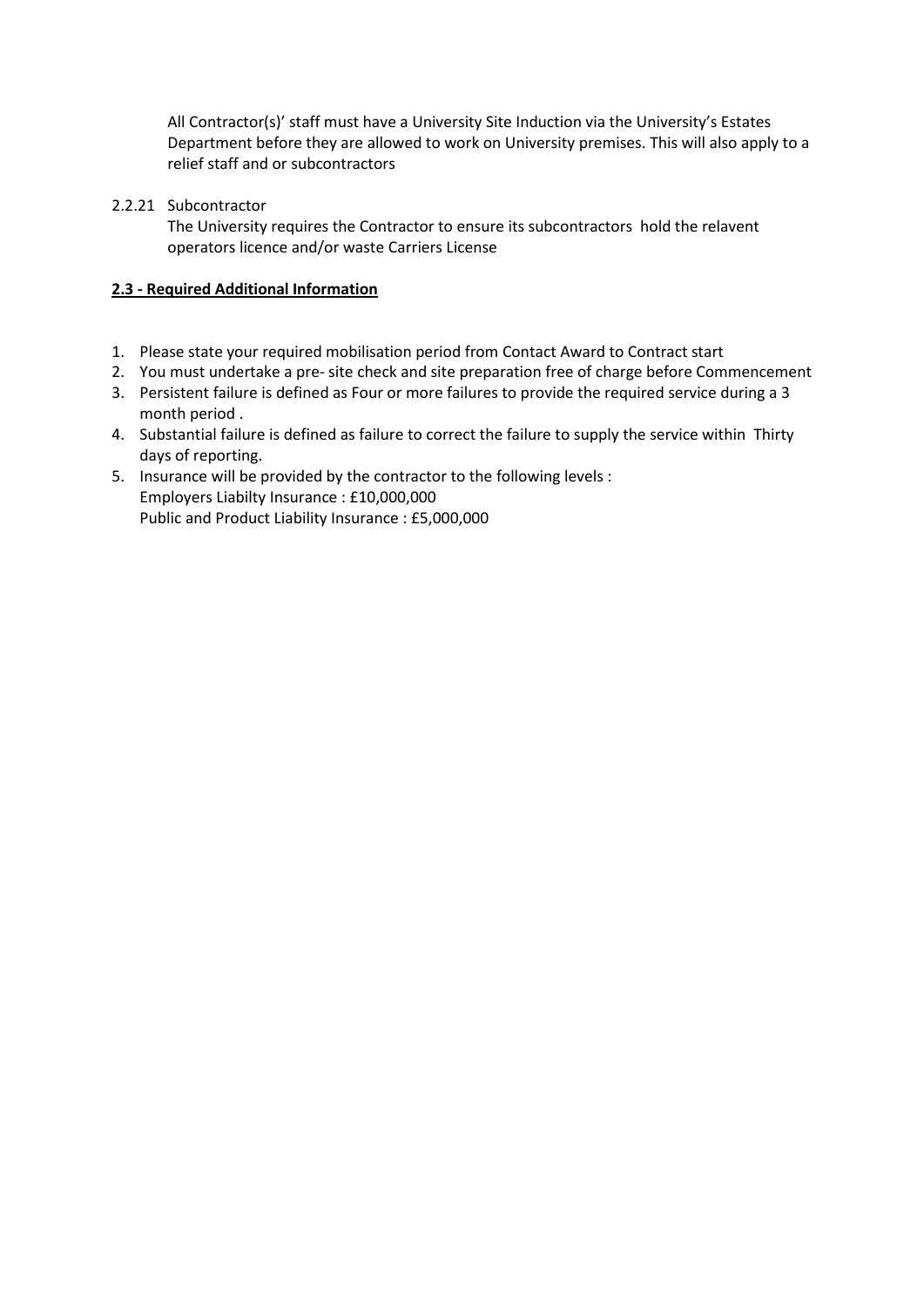All Contractor(s)' staff must have a University Site Induction via the University's Estates Department before they are allowed to work on University premises. This will also apply to a relief staff and or subcontractors

2.2.21 Subcontractor

The University requires the Contractor to ensure its subcontractors hold the relavent operators licence and/or waste Carriers License

**2.3 - Required Additional Information**

1. Please state your required mobilisation period from Contact Award to Contract start
2. You must undertake a pre- site check and site preparation free of charge before Commencement
3. Persistent failure is defined as Four or more failures to provide the required service during a 3 month period .
4. Substantial failure is defined as failure to correct the failure to supply the service within Thirty days of reporting.
5. Insurance will be provided by the contractor to the following levels :
   Employers Liabilty Insurance : £10,000,000
   Public and Product Liability Insurance : £5,000,000